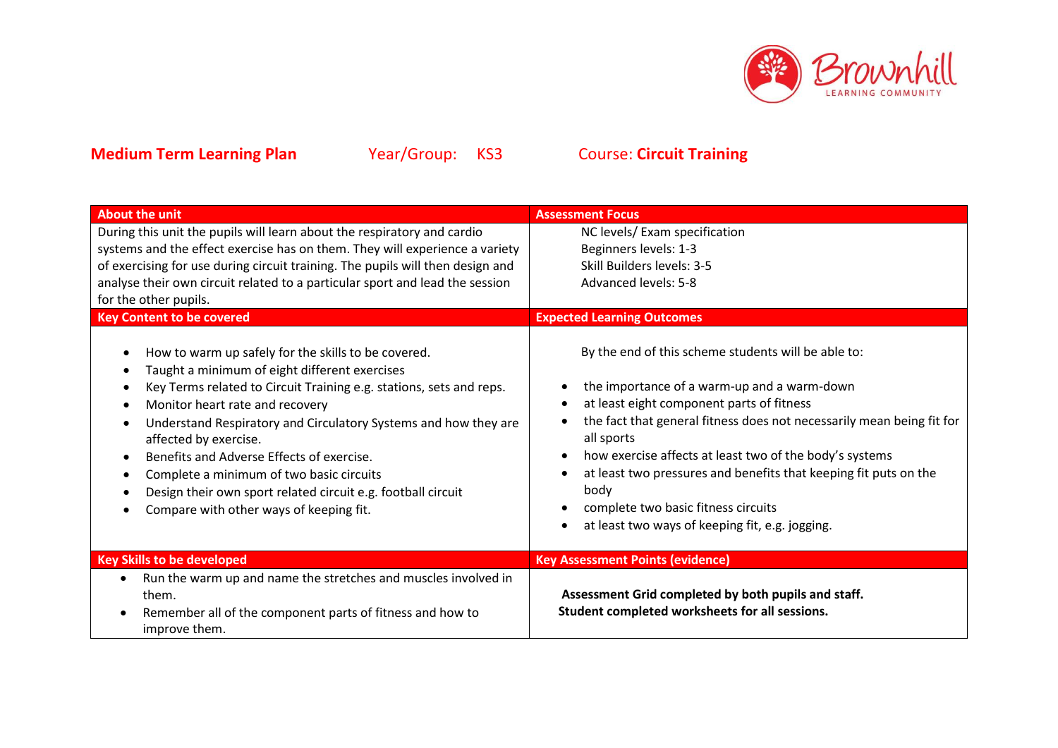**Medium Term Learning Plan** Year/Group: KS3 Course: **Circuit Training**

| About the unit | Assessment Focus |
|---|---|
| During this unit the pupils will learn about the respiratory and cardio systems and the effect exercise has on them. They will experience a variety of exercising for use during circuit training. The pupils will then design and analyse their own circuit related to a particular sport and lead the session for the other pupils. | NC levels/ Exam specification<br>Beginners levels: 1-3<br>Skill Builders levels: 3-5<br>Advanced levels: 5-8 |
| **Key Content to be covered** | **Expected Learning Outcomes** |
| • How to warm up safely for the skills to be covered.<br>• Taught a minimum of eight different exercises<br>• Key Terms related to Circuit Training e.g. stations, sets and reps.<br>• Monitor heart rate and recovery<br>• Understand Respiratory and Circulatory Systems and how they are affected by exercise.<br>• Benefits and Adverse Effects of exercise.<br>• Complete a minimum of two basic circuits<br>• Design their own sport related circuit e.g. football circuit<br>• Compare with other ways of keeping fit. | By the end of this scheme students will be able to:<br>• the importance of a warm-up and a warm-down<br>• at least eight component parts of fitness<br>• the fact that general fitness does not necessarily mean being fit for all sports<br>• how exercise affects at least two of the body's systems<br>• at least two pressures and benefits that keeping fit puts on the body<br>• complete two basic fitness circuits<br>• at least two ways of keeping fit, e.g. jogging. |
| **Key Skills to be developed** | **Key Assessment Points (evidence)** |
| • Run the warm up and name the stretches and muscles involved in them.<br>• Remember all of the component parts of fitness and how to improve them. | **Assessment Grid completed by both pupils and staff.**<br>**Student completed worksheets for all sessions.** |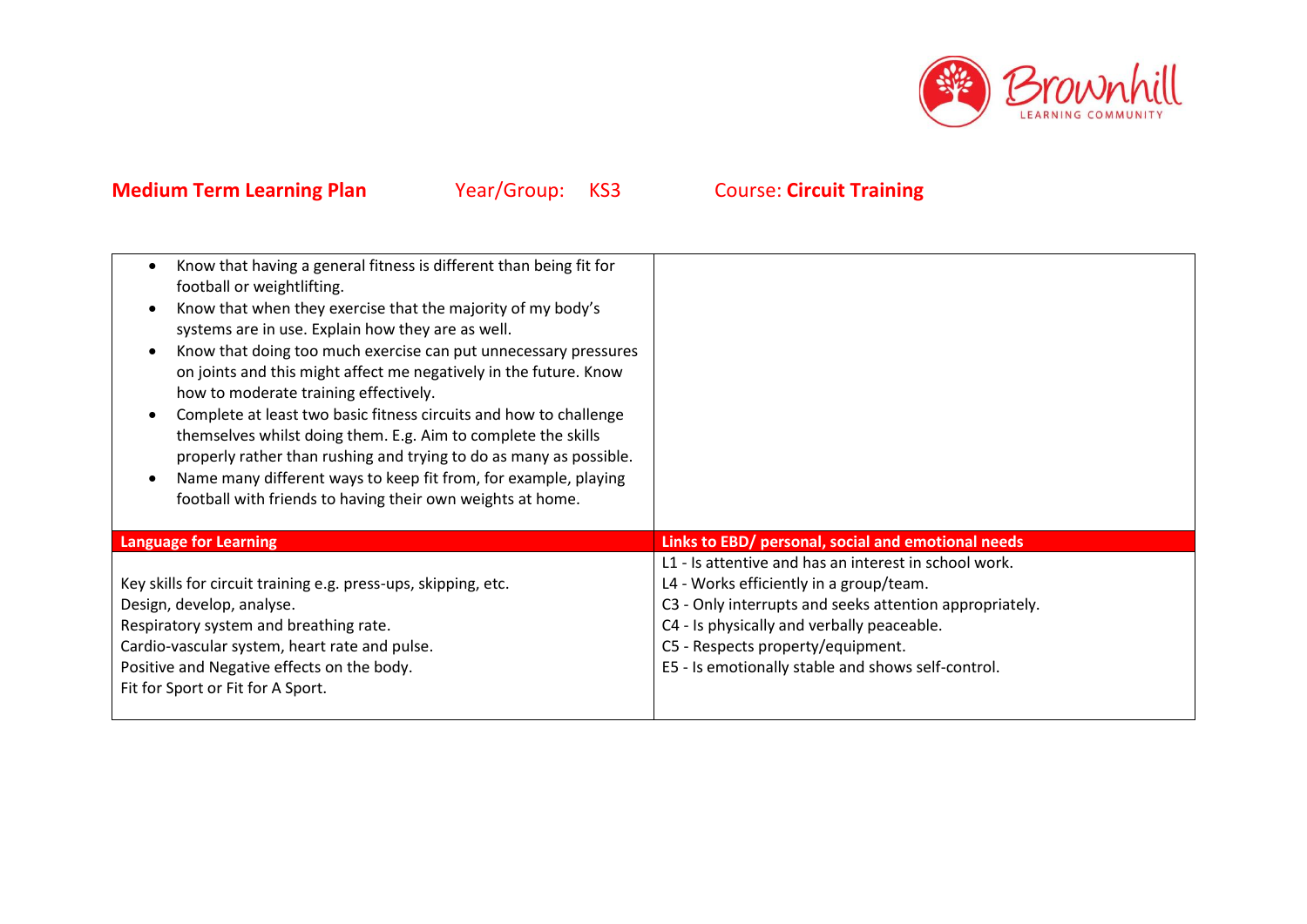**Medium Term Learning Plan** Year/Group: KS3 Course: **Circuit Training**

| | |
|---|---|
| • Know that having a general fitness is different than being fit for football or weightlifting.<br>• Know that when they exercise that the majority of my body's systems are in use. Explain how they are as well.<br>• Know that doing too much exercise can put unnecessary pressures on joints and this might affect me negatively in the future. Know how to moderate training effectively.<br>• Complete at least two basic fitness circuits and how to challenge themselves whilst doing them. E.g. Aim to complete the skills properly rather than rushing and trying to do as many as possible.<br>• Name many different ways to keep fit from, for example, playing football with friends to having their own weights at home. | |
| **Language for Learning** | **Links to EBD/ personal, social and emotional needs** |
| Key skills for circuit training e.g. press-ups, skipping, etc.<br>Design, develop, analyse.<br>Respiratory system and breathing rate.<br>Cardio-vascular system, heart rate and pulse.<br>Positive and Negative effects on the body.<br>Fit for Sport or Fit for A Sport. | L1 - Is attentive and has an interest in school work.<br>L4 - Works efficiently in a group/team.<br>C3 - Only interrupts and seeks attention appropriately.<br>C4 - Is physically and verbally peaceable.<br>C5 - Respects property/equipment.<br>E5 - Is emotionally stable and shows self-control. |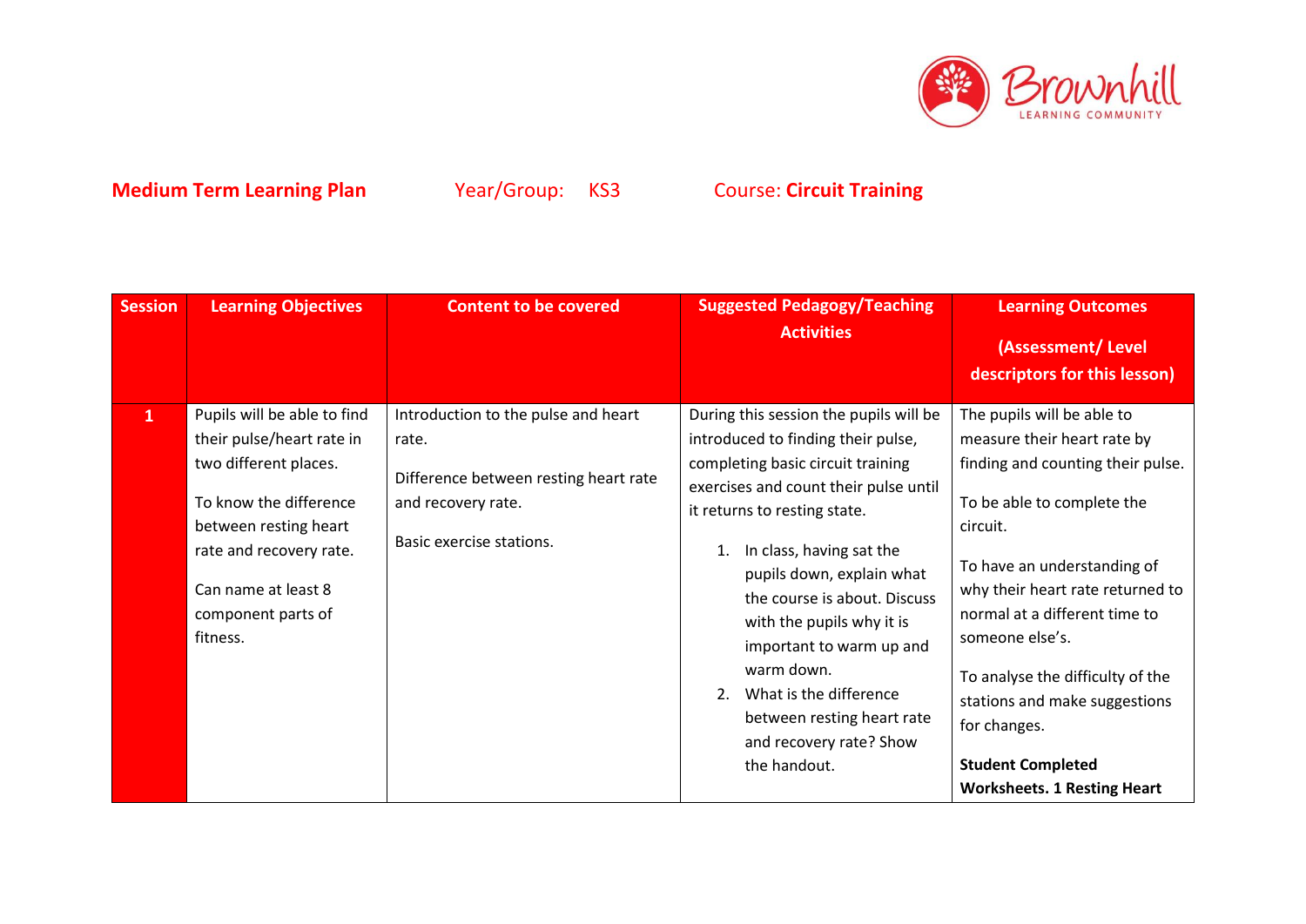**Medium Term Learning Plan** Year/Group: KS3 Course: **Circuit Training**

| Session | Learning Objectives | Content to be covered | Suggested Pedagogy/Teaching Activities | Learning Outcomes (Assessment/ Level descriptors for this lesson) |
|---|---|---|---|---|
| **1** | Pupils will be able to find their pulse/heart rate in two different places.<br><br>To know the difference between resting heart rate and recovery rate.<br><br>Can name at least 8 component parts of fitness. | Introduction to the pulse and heart rate.<br><br>Difference between resting heart rate and recovery rate.<br><br>Basic exercise stations. | During this session the pupils will be introduced to finding their pulse, completing basic circuit training exercises and count their pulse until it returns to resting state.<br><br>1. In class, having sat the pupils down, explain what the course is about. Discuss with the pupils why it is important to warm up and warm down.<br>2. What is the difference between resting heart rate and recovery rate? Show the handout. | The pupils will be able to measure their heart rate by finding and counting their pulse.<br><br>To be able to complete the circuit.<br><br>To have an understanding of why their heart rate returned to normal at a different time to someone else's.<br><br>To analyse the difficulty of the stations and make suggestions for changes.<br><br>**Student Completed Worksheets. 1 Resting Heart** |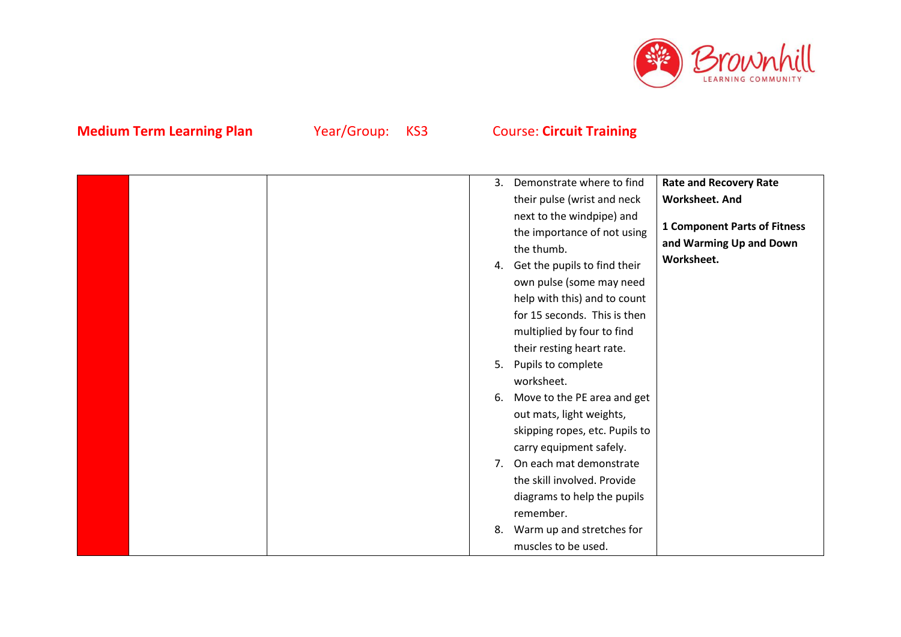**Medium Term Learning Plan** Year/Group: KS3 Course: **Circuit Training**

| | | | | |
|---|---|---|---|---|
| | | | 3. Demonstrate where to find their pulse (wrist and neck next to the windpipe) and the importance of not using the thumb.<br>4. Get the pupils to find their own pulse (some may need help with this) and to count for 15 seconds. This is then multiplied by four to find their resting heart rate.<br>5. Pupils to complete worksheet.<br>6. Move to the PE area and get out mats, light weights, skipping ropes, etc. Pupils to carry equipment safely.<br>7. On each mat demonstrate the skill involved. Provide diagrams to help the pupils remember.<br>8. Warm up and stretches for muscles to be used. | **Rate and Recovery Rate Worksheet. And**<br><br>**1 Component Parts of Fitness and Warming Up and Down Worksheet.** |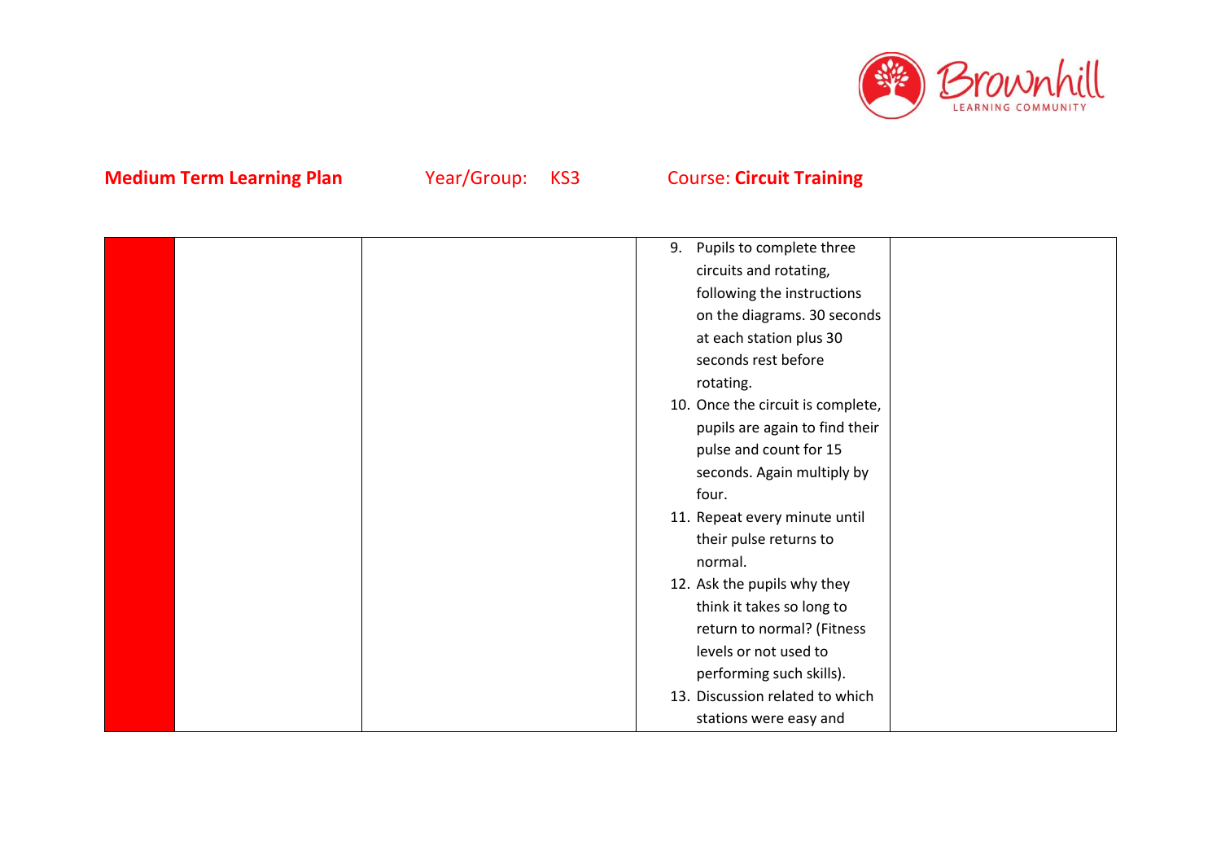**Medium Term Learning Plan** Year/Group: KS3 Course: **Circuit Training**

| | | | | |
|---|---|---|---|---|
| | | | 9. Pupils to complete three circuits and rotating, following the instructions on the diagrams. 30 seconds at each station plus 30 seconds rest before rotating.<br>10. Once the circuit is complete, pupils are again to find their pulse and count for 15 seconds. Again multiply by four.<br>11. Repeat every minute until their pulse returns to normal.<br>12. Ask the pupils why they think it takes so long to return to normal? (Fitness levels or not used to performing such skills).<br>13. Discussion related to which stations were easy and | |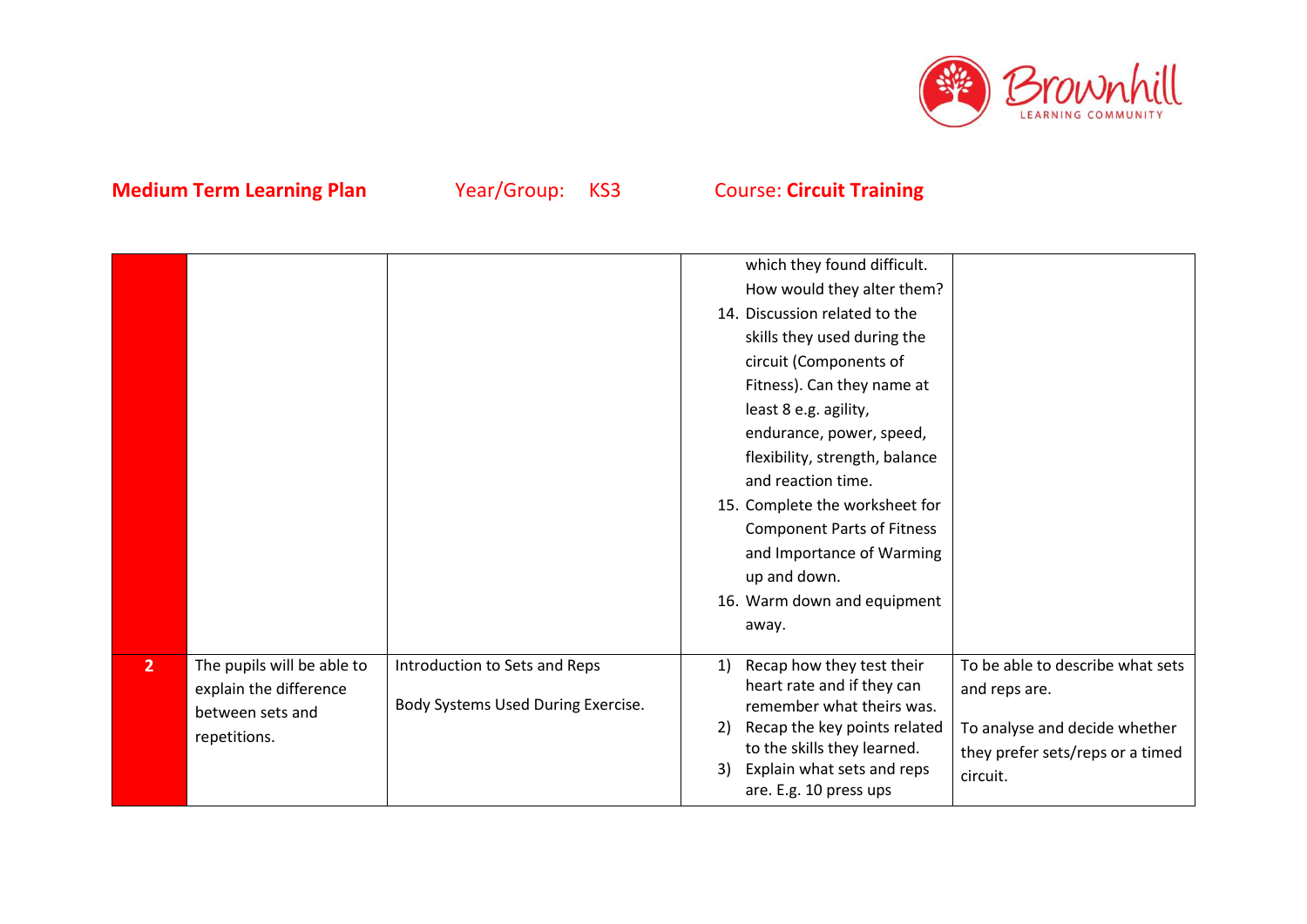**Medium Term Learning Plan** Year/Group: KS3 Course: **Circuit Training**

| | | | | |
|---|---|---|---|---|
| | | | which they found difficult. How would they alter them?<br>14. Discussion related to the skills they used during the circuit (Components of Fitness). Can they name at least 8 e.g. agility, endurance, power, speed, flexibility, strength, balance and reaction time.<br>15. Complete the worksheet for Component Parts of Fitness and Importance of Warming up and down.<br>16. Warm down and equipment away. | |
| **2** | The pupils will be able to explain the difference between sets and repetitions. | Introduction to Sets and Reps<br><br>Body Systems Used During Exercise. | 1) Recap how they test their heart rate and if they can remember what theirs was.<br>2) Recap the key points related to the skills they learned.<br>3) Explain what sets and reps are. E.g. 10 press ups | To be able to describe what sets and reps are.<br><br>To analyse and decide whether they prefer sets/reps or a timed circuit. |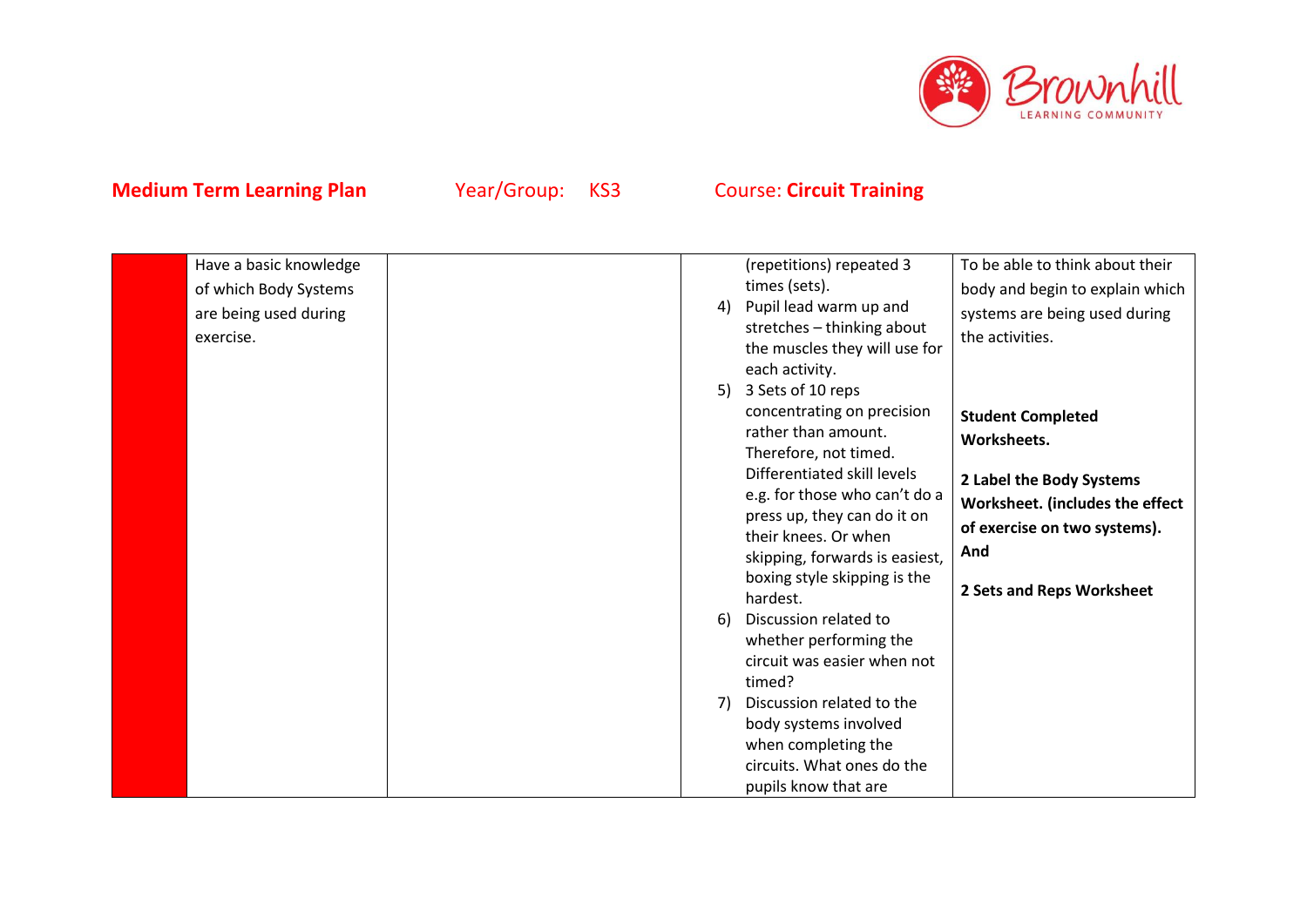**Medium Term Learning Plan** Year/Group: KS3 Course: **Circuit Training**

| | | | | |
|---|---|---|---|---|
| | Have a basic knowledge of which Body Systems are being used during exercise. | | (repetitions) repeated 3 times (sets).<br>4) Pupil lead warm up and stretches – thinking about the muscles they will use for each activity.<br>5) 3 Sets of 10 reps concentrating on precision rather than amount. Therefore, not timed. Differentiated skill levels e.g. for those who can't do a press up, they can do it on their knees. Or when skipping, forwards is easiest, boxing style skipping is the hardest.<br>6) Discussion related to whether performing the circuit was easier when not timed?<br>7) Discussion related to the body systems involved when completing the circuits. What ones do the pupils know that are | To be able to think about their body and begin to explain which systems are being used during the activities.<br><br>**Student Completed Worksheets.**<br><br>**2 Label the Body Systems Worksheet. (includes the effect of exercise on two systems). And**<br><br>**2 Sets and Reps Worksheet** |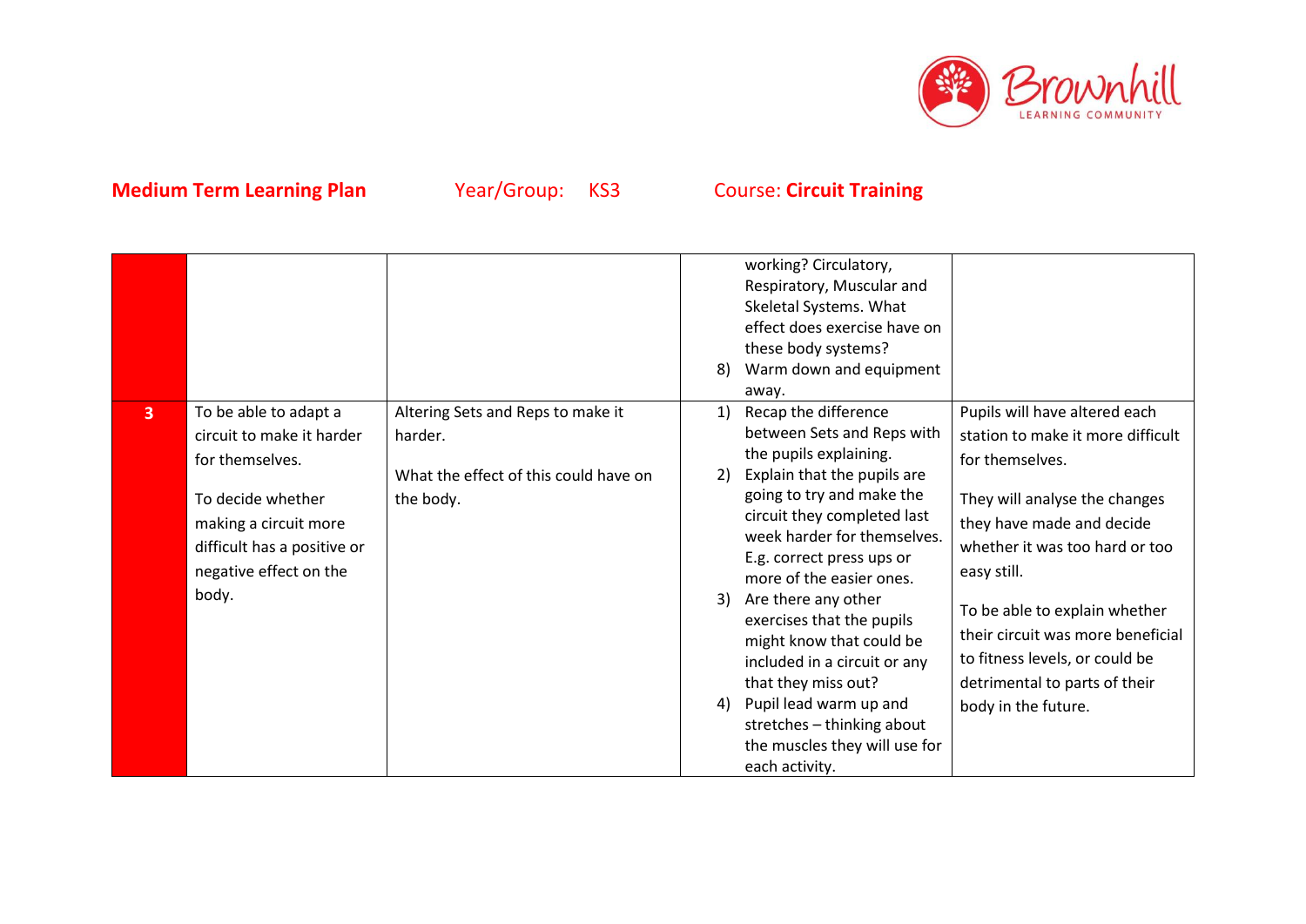**Medium Term Learning Plan** Year/Group: KS3 Course: **Circuit Training**

| | | | | |
|---|---|---|---|---|
| | | | working? Circulatory, Respiratory, Muscular and Skeletal Systems. What effect does exercise have on these body systems?<br>8) Warm down and equipment away. | |
| **3** | To be able to adapt a circuit to make it harder for themselves.<br><br>To decide whether making a circuit more difficult has a positive or negative effect on the body. | Altering Sets and Reps to make it harder.<br><br>What the effect of this could have on the body. | 1) Recap the difference between Sets and Reps with the pupils explaining.<br>2) Explain that the pupils are going to try and make the circuit they completed last week harder for themselves. E.g. correct press ups or more of the easier ones.<br>3) Are there any other exercises that the pupils might know that could be included in a circuit or any that they miss out?<br>4) Pupil lead warm up and stretches – thinking about the muscles they will use for each activity. | Pupils will have altered each station to make it more difficult for themselves.<br><br>They will analyse the changes they have made and decide whether it was too hard or too easy still.<br><br>To be able to explain whether their circuit was more beneficial to fitness levels, or could be detrimental to parts of their body in the future. |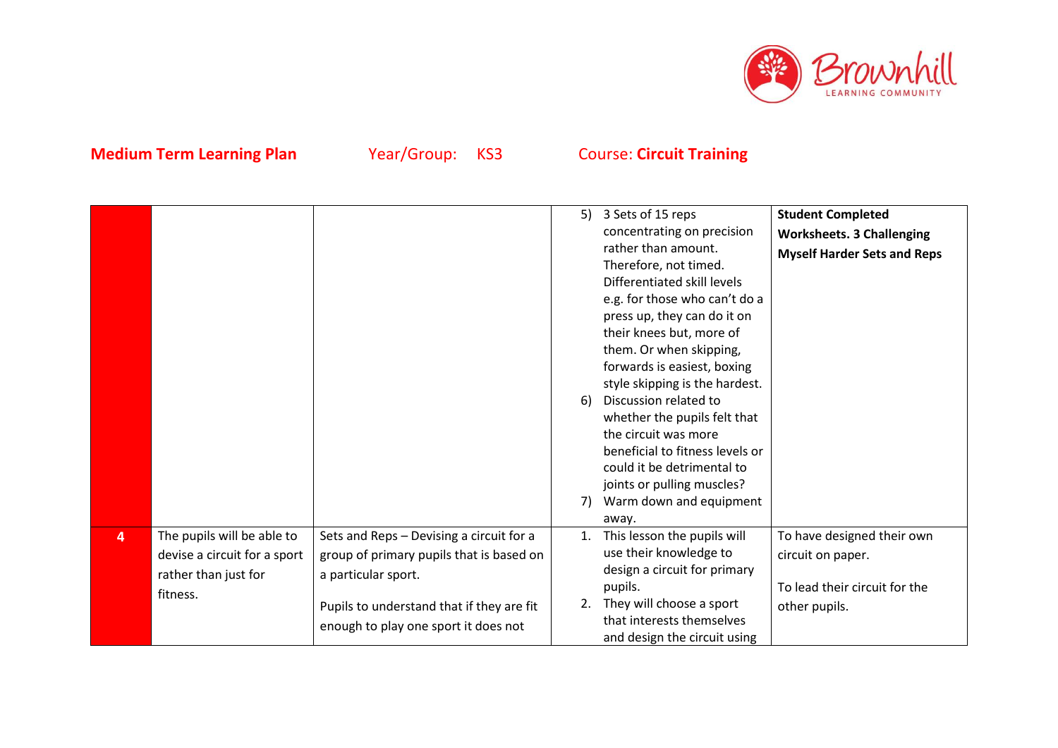**Medium Term Learning Plan** Year/Group: KS3 Course: **Circuit Training**

| | | | | |
|---|---|---|---|---|
| | | | 5) 3 Sets of 15 reps concentrating on precision rather than amount. Therefore, not timed. Differentiated skill levels e.g. for those who can't do a press up, they can do it on their knees but, more of them. Or when skipping, forwards is easiest, boxing style skipping is the hardest.<br>6) Discussion related to whether the pupils felt that the circuit was more beneficial to fitness levels or could it be detrimental to joints or pulling muscles?<br>7) Warm down and equipment away. | **Student Completed Worksheets. 3 Challenging Myself Harder Sets and Reps** |
| **4** | The pupils will be able to devise a circuit for a sport rather than just for fitness. | Sets and Reps – Devising a circuit for a group of primary pupils that is based on a particular sport.<br><br>Pupils to understand that if they are fit enough to play one sport it does not | 1. This lesson the pupils will use their knowledge to design a circuit for primary pupils.<br>2. They will choose a sport that interests themselves and design the circuit using | To have designed their own circuit on paper.<br><br>To lead their circuit for the other pupils. |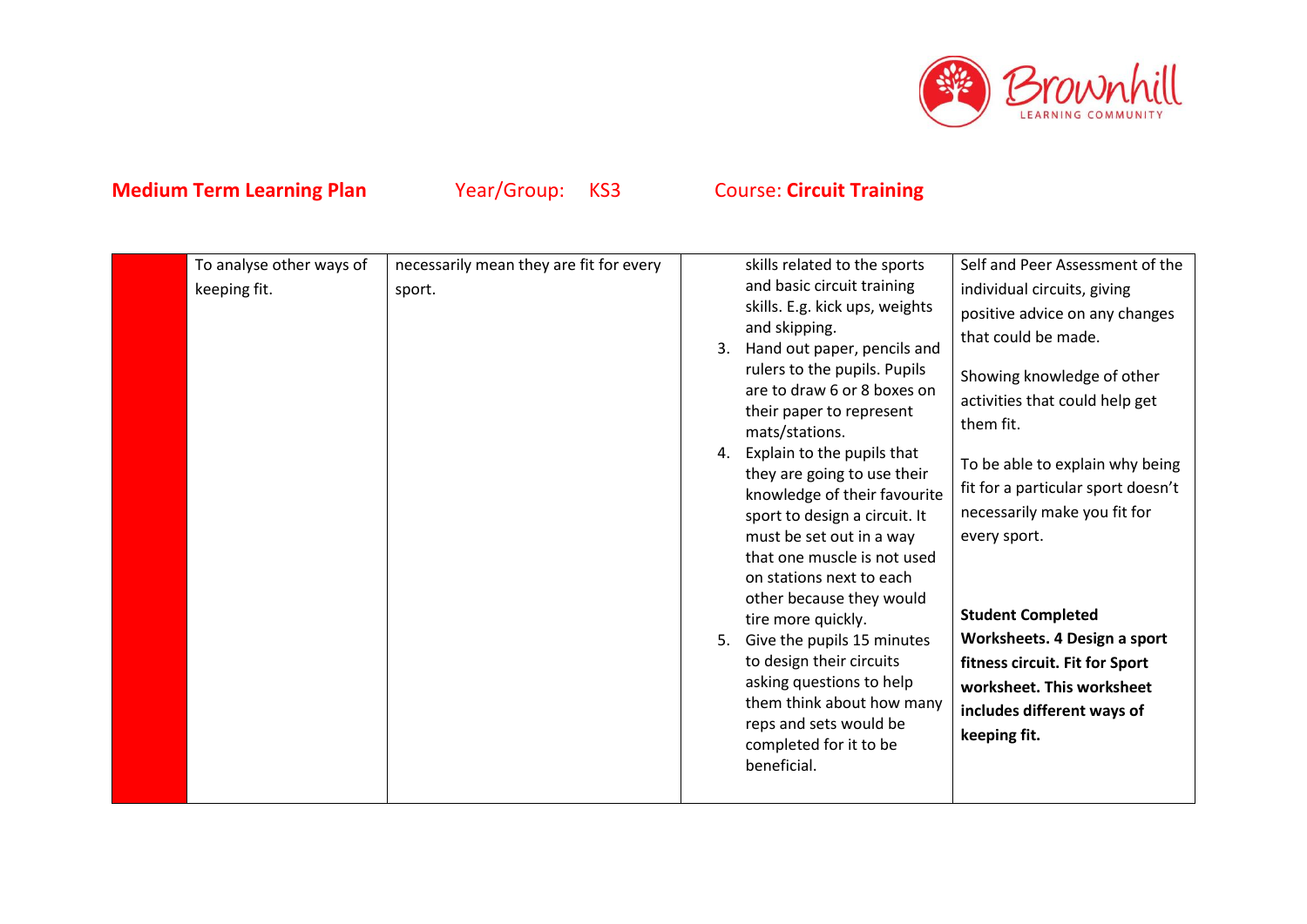**Medium Term Learning Plan** Year/Group: KS3 Course: **Circuit Training**

| | | | | |
|---|---|---|---|---|
| | To analyse other ways of keeping fit. | necessarily mean they are fit for every sport. | skills related to the sports and basic circuit training skills. E.g. kick ups, weights and skipping.<br>3. Hand out paper, pencils and rulers to the pupils. Pupils are to draw 6 or 8 boxes on their paper to represent mats/stations.<br>4. Explain to the pupils that they are going to use their knowledge of their favourite sport to design a circuit. It must be set out in a way that one muscle is not used on stations next to each other because they would tire more quickly.<br>5. Give the pupils 15 minutes to design their circuits asking questions to help them think about how many reps and sets would be completed for it to be beneficial. | Self and Peer Assessment of the individual circuits, giving positive advice on any changes that could be made.<br><br>Showing knowledge of other activities that could help get them fit.<br><br>To be able to explain why being fit for a particular sport doesn't necessarily make you fit for every sport.<br><br>**Student Completed Worksheets. 4 Design a sport fitness circuit. Fit for Sport worksheet. This worksheet includes different ways of keeping fit.** |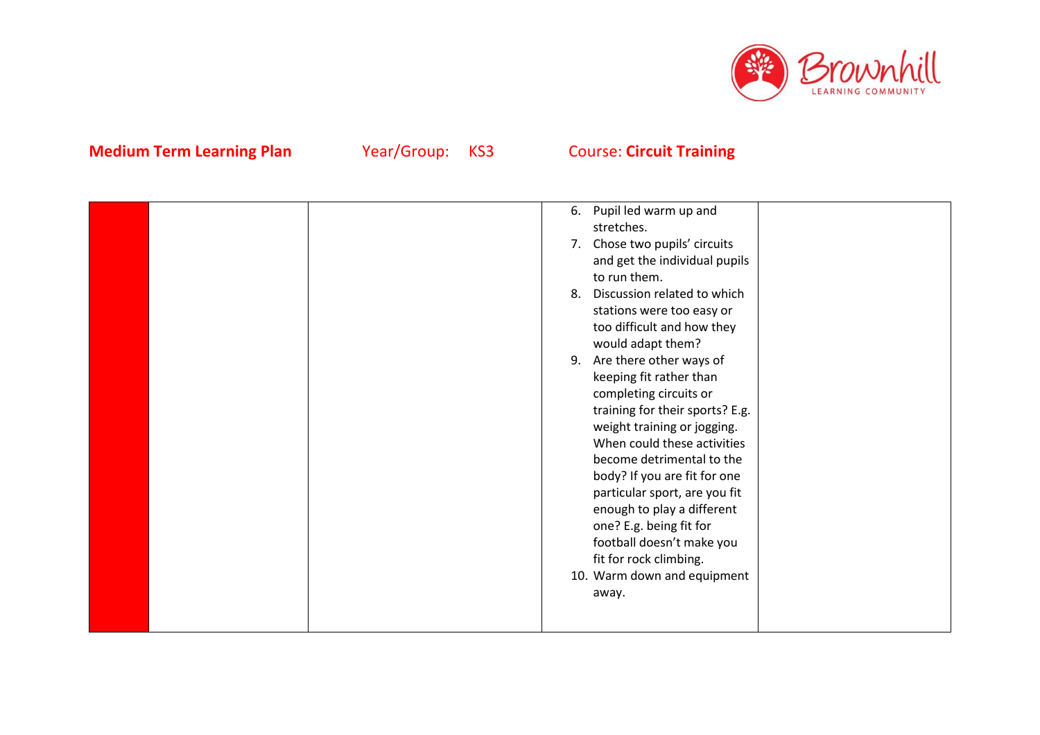**Medium Term Learning Plan** Year/Group: KS3 Course: **Circuit Training**

| | | | | |
|---|---|---|---|---|
| | | | 6. Pupil led warm up and stretches.<br>7. Chose two pupils' circuits and get the individual pupils to run them.<br>8. Discussion related to which stations were too easy or too difficult and how they would adapt them?<br>9. Are there other ways of keeping fit rather than completing circuits or training for their sports? E.g. weight training or jogging. When could these activities become detrimental to the body? If you are fit for one particular sport, are you fit enough to play a different one? E.g. being fit for football doesn't make you fit for rock climbing.<br>10. Warm down and equipment away. | |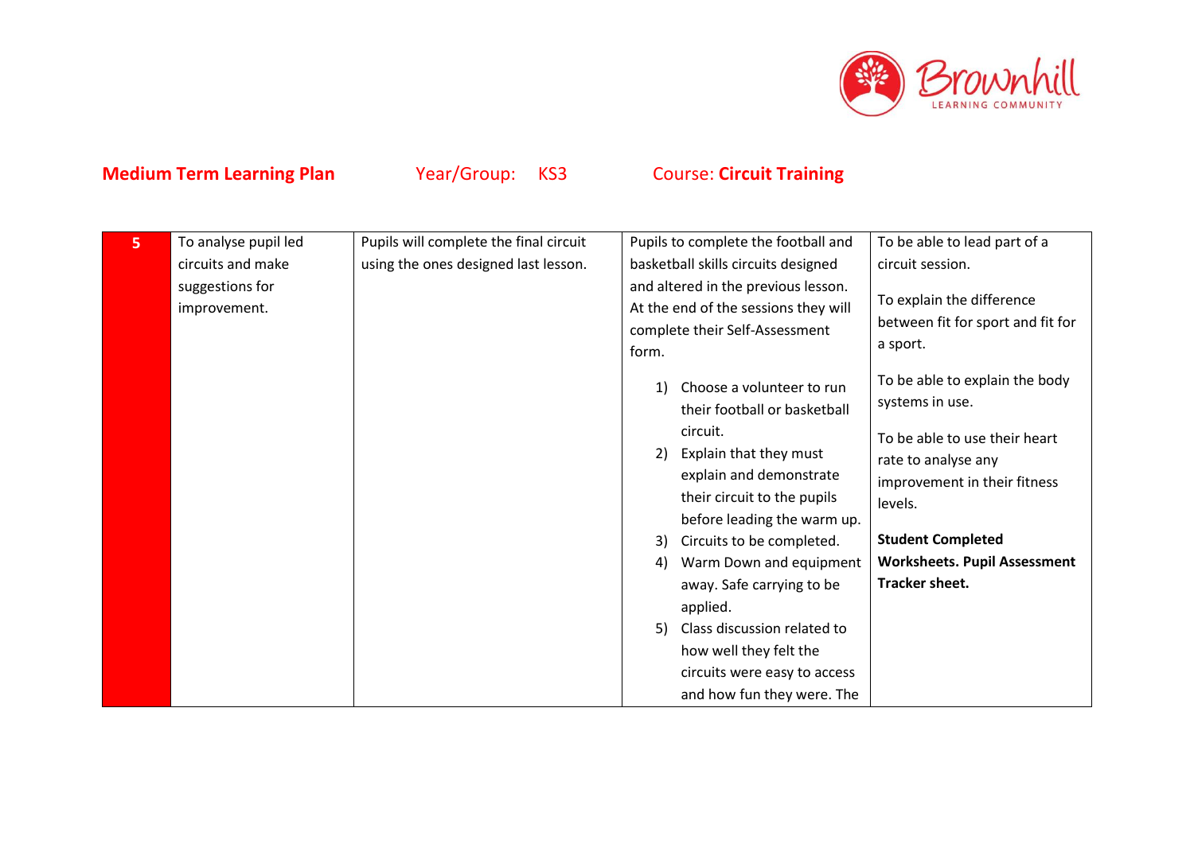**Medium Term Learning Plan** Year/Group: KS3 Course: **Circuit Training**

| 5 | To analyse pupil led circuits and make suggestions for improvement. | Pupils will complete the final circuit using the ones designed last lesson. | Pupils to complete the football and basketball skills circuits designed and altered in the previous lesson. At the end of the sessions they will complete their Self-Assessment form.<br><br>1) Choose a volunteer to run their football or basketball circuit.<br>2) Explain that they must explain and demonstrate their circuit to the pupils before leading the warm up.<br>3) Circuits to be completed.<br>4) Warm Down and equipment away. Safe carrying to be applied.<br>5) Class discussion related to how well they felt the circuits were easy to access and how fun they were. The | To be able to lead part of a circuit session.<br><br>To explain the difference between fit for sport and fit for a sport.<br><br>To be able to explain the body systems in use.<br><br>To be able to use their heart rate to analyse any improvement in their fitness levels.<br><br>**Student Completed Worksheets. Pupil Assessment Tracker sheet.** |
|---|---|---|---|---|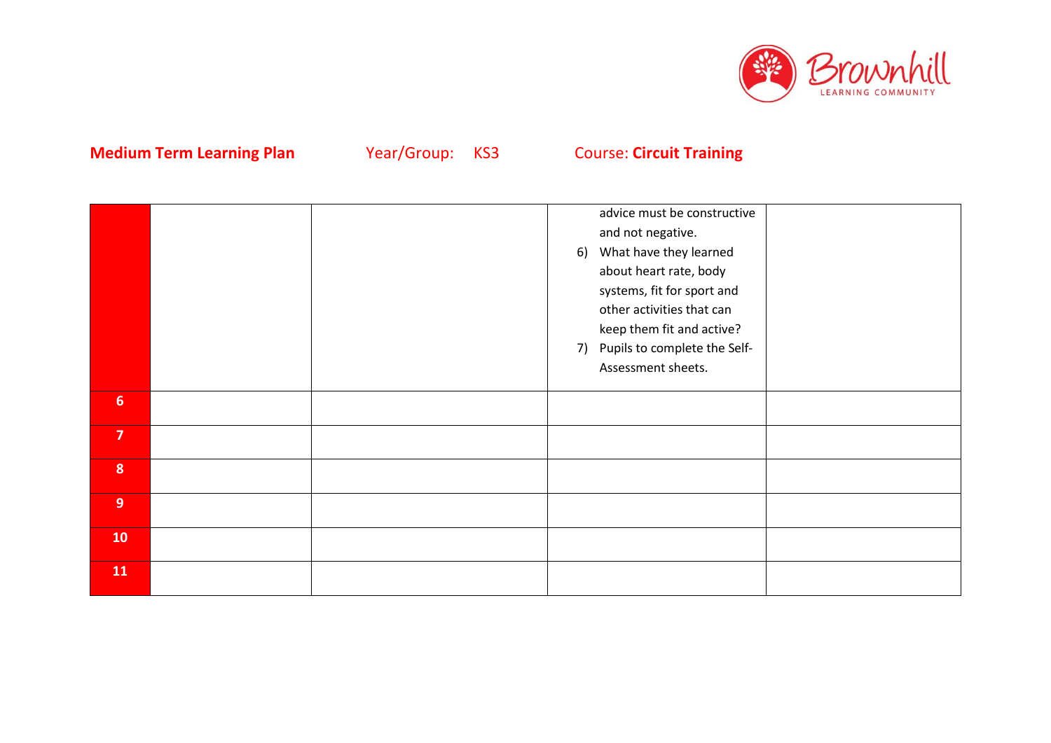**Medium Term Learning Plan** Year/Group: KS3 Course: **Circuit Training**

| | | | | |
|---|---|---|---|---|
| | | | advice must be constructive and not negative.<br>6) What have they learned about heart rate, body systems, fit for sport and other activities that can keep them fit and active?<br>7) Pupils to complete the Self-Assessment sheets. | |
| **6** | | | | |
| **7** | | | | |
| **8** | | | | |
| **9** | | | | |
| **10** | | | | |
| **11** | | | | |